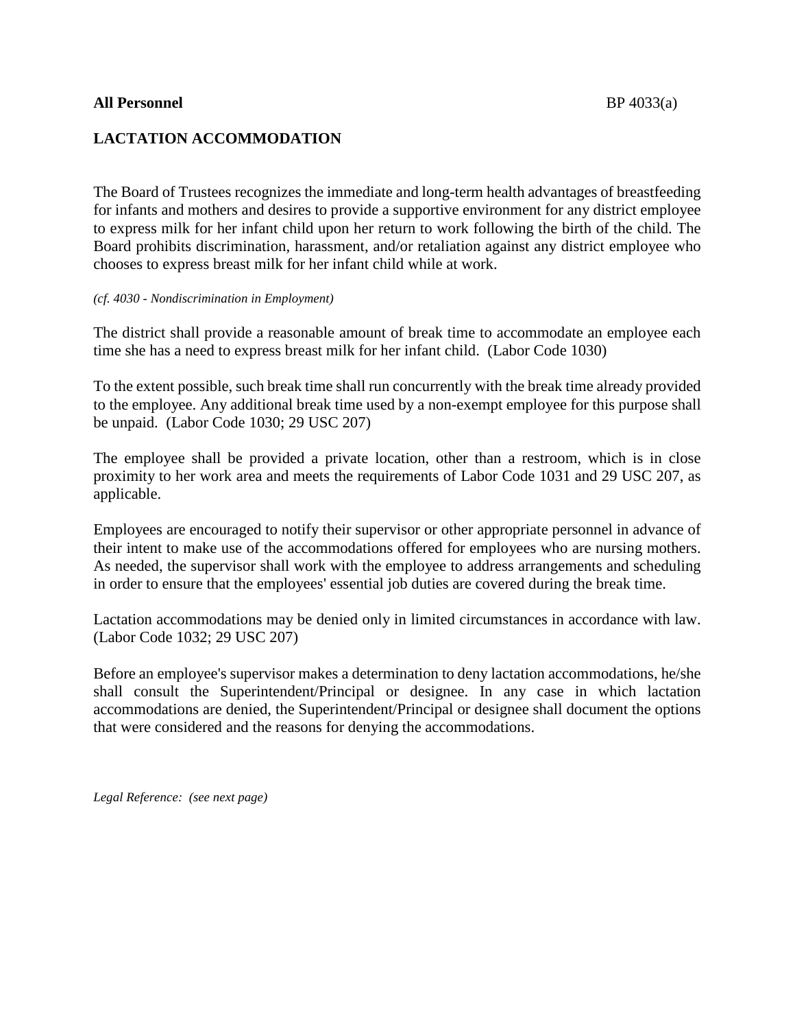**All Personnel** BP 4033(a)

# LACTATION ACCOMMODATION

The Board of Trustees recognizes the immediate and long-term health advantages of breastfeeding for infants and mothers and desires to provide a supportive environment for any district employee to express milk for her infant child upon her return to work following the birth of the child. The Board prohibits discrimination, harassment, and/or retaliation against any district employee who chooses to express breast milk for her infant child while at work.

*(cf. 4030 - Nondiscrimination in Employment)*

The district shall provide a reasonable amount of break time to accommodate an employee each time she has a need to express breast milk for her infant child. (Labor Code 1030)

To the extent possible, such break time shall run concurrently with the break time already provided to the employee. Any additional break time used by a non-exempt employee for this purpose shall be unpaid. (Labor Code 1030; 29 USC 207)

The employee shall be provided a private location, other than a restroom, which is in close proximity to her work area and meets the requirements of Labor Code 1031 and 29 USC 207, as applicable.

Employees are encouraged to notify their supervisor or other appropriate personnel in advance of their intent to make use of the accommodations offered for employees who are nursing mothers. As needed, the supervisor shall work with the employee to address arrangements and scheduling in order to ensure that the employees' essential job duties are covered during the break time.

Lactation accommodations may be denied only in limited circumstances in accordance with law. (Labor Code 1032; 29 USC 207)

Before an employee's supervisor makes a determination to deny lactation accommodations, he/she shall consult the Superintendent/Principal or designee. In any case in which lactation accommodations are denied, the Superintendent/Principal or designee shall document the options that were considered and the reasons for denying the accommodations.

*Legal Reference: (see next page)*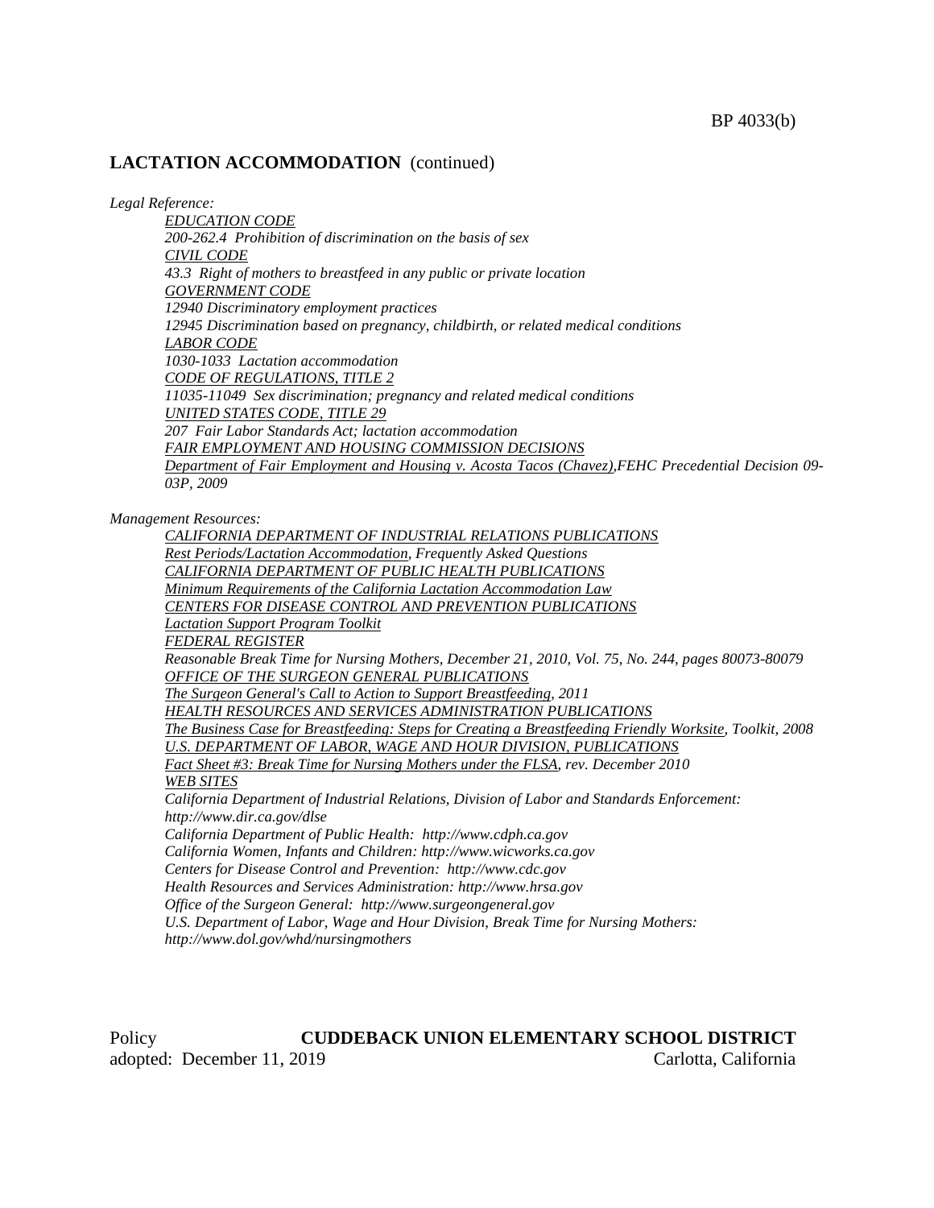## LACTATION ACCOMMODATION (continued)

*Legal Reference:*

EDUCATION CODE
*200-262.4 Prohibition of discrimination on the basis of sex*
CIVIL CODE
*43.3 Right of mothers to breastfeed in any public or private location*
GOVERNMENT CODE
*12940 Discriminatory employment practices*
*12945 Discrimination based on pregnancy, childbirth, or related medical conditions*
LABOR CODE
*1030-1033 Lactation accommodation*
CODE OF REGULATIONS, TITLE 2
*11035-11049 Sex discrimination; pregnancy and related medical conditions*
UNITED STATES CODE, TITLE 29
*207 Fair Labor Standards Act; lactation accommodation*
FAIR EMPLOYMENT AND HOUSING COMMISSION DECISIONS
*Department of Fair Employment and Housing v. Acosta Tacos (Chavez), FEHC Precedential Decision 09-03P, 2009*

*Management Resources:*

CALIFORNIA DEPARTMENT OF INDUSTRIAL RELATIONS PUBLICATIONS
*Rest Periods/Lactation Accommodation, Frequently Asked Questions*
CALIFORNIA DEPARTMENT OF PUBLIC HEALTH PUBLICATIONS
*Minimum Requirements of the California Lactation Accommodation Law*
CENTERS FOR DISEASE CONTROL AND PREVENTION PUBLICATIONS
*Lactation Support Program Toolkit*
FEDERAL REGISTER
*Reasonable Break Time for Nursing Mothers, December 21, 2010, Vol. 75, No. 244, pages 80073-80079*
OFFICE OF THE SURGEON GENERAL PUBLICATIONS
*The Surgeon General's Call to Action to Support Breastfeeding, 2011*
HEALTH RESOURCES AND SERVICES ADMINISTRATION PUBLICATIONS
*The Business Case for Breastfeeding: Steps for Creating a Breastfeeding Friendly Worksite, Toolkit, 2008*
U.S. DEPARTMENT OF LABOR, WAGE AND HOUR DIVISION, PUBLICATIONS
*Fact Sheet #3: Break Time for Nursing Mothers under the FLSA, rev. December 2010*
WEB SITES
*California Department of Industrial Relations, Division of Labor and Standards Enforcement: http://www.dir.ca.gov/dlse*
*California Department of Public Health: http://www.cdph.ca.gov*
*California Women, Infants and Children: http://www.wicworks.ca.gov*
*Centers for Disease Control and Prevention: http://www.cdc.gov*
*Health Resources and Services Administration: http://www.hrsa.gov*
*Office of the Surgeon General: http://www.surgeongeneral.gov*
*U.S. Department of Labor, Wage and Hour Division, Break Time for Nursing Mothers: http://www.dol.gov/whd/nursingmothers*

Policy **CUDDEBACK UNION ELEMENTARY SCHOOL DISTRICT**
adopted: December 11, 2019 Carlotta, California